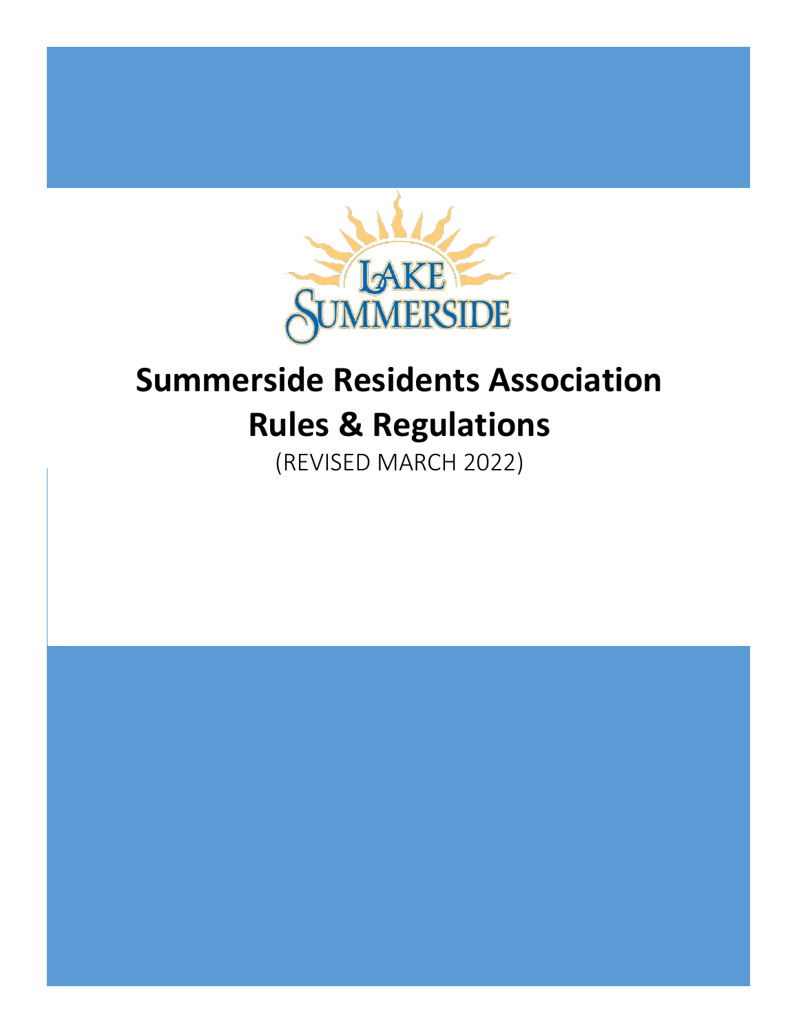# Summerside Residents Association Rules & Regulations

(REVISED MARCH 2022)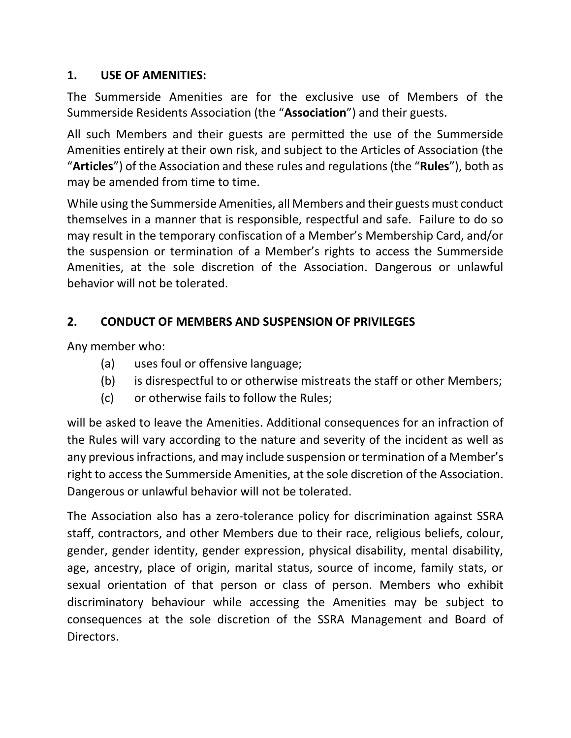## 1. USE OF AMENITIES:

The Summerside Amenities are for the exclusive use of Members of the Summerside Residents Association (the "**Association**") and their guests.

All such Members and their guests are permitted the use of the Summerside Amenities entirely at their own risk, and subject to the Articles of Association (the "**Articles**") of the Association and these rules and regulations (the "**Rules**"), both as may be amended from time to time.

While using the Summerside Amenities, all Members and their guests must conduct themselves in a manner that is responsible, respectful and safe. Failure to do so may result in the temporary confiscation of a Member's Membership Card, and/or the suspension or termination of a Member's rights to access the Summerside Amenities, at the sole discretion of the Association. Dangerous or unlawful behavior will not be tolerated.

## 2. CONDUCT OF MEMBERS AND SUSPENSION OF PRIVILEGES

Any member who:

- (a) uses foul or offensive language;
- (b) is disrespectful to or otherwise mistreats the staff or other Members;
- (c) or otherwise fails to follow the Rules;

will be asked to leave the Amenities. Additional consequences for an infraction of the Rules will vary according to the nature and severity of the incident as well as any previous infractions, and may include suspension or termination of a Member's right to access the Summerside Amenities, at the sole discretion of the Association. Dangerous or unlawful behavior will not be tolerated.

The Association also has a zero-tolerance policy for discrimination against SSRA staff, contractors, and other Members due to their race, religious beliefs, colour, gender, gender identity, gender expression, physical disability, mental disability, age, ancestry, place of origin, marital status, source of income, family stats, or sexual orientation of that person or class of person. Members who exhibit discriminatory behaviour while accessing the Amenities may be subject to consequences at the sole discretion of the SSRA Management and Board of Directors.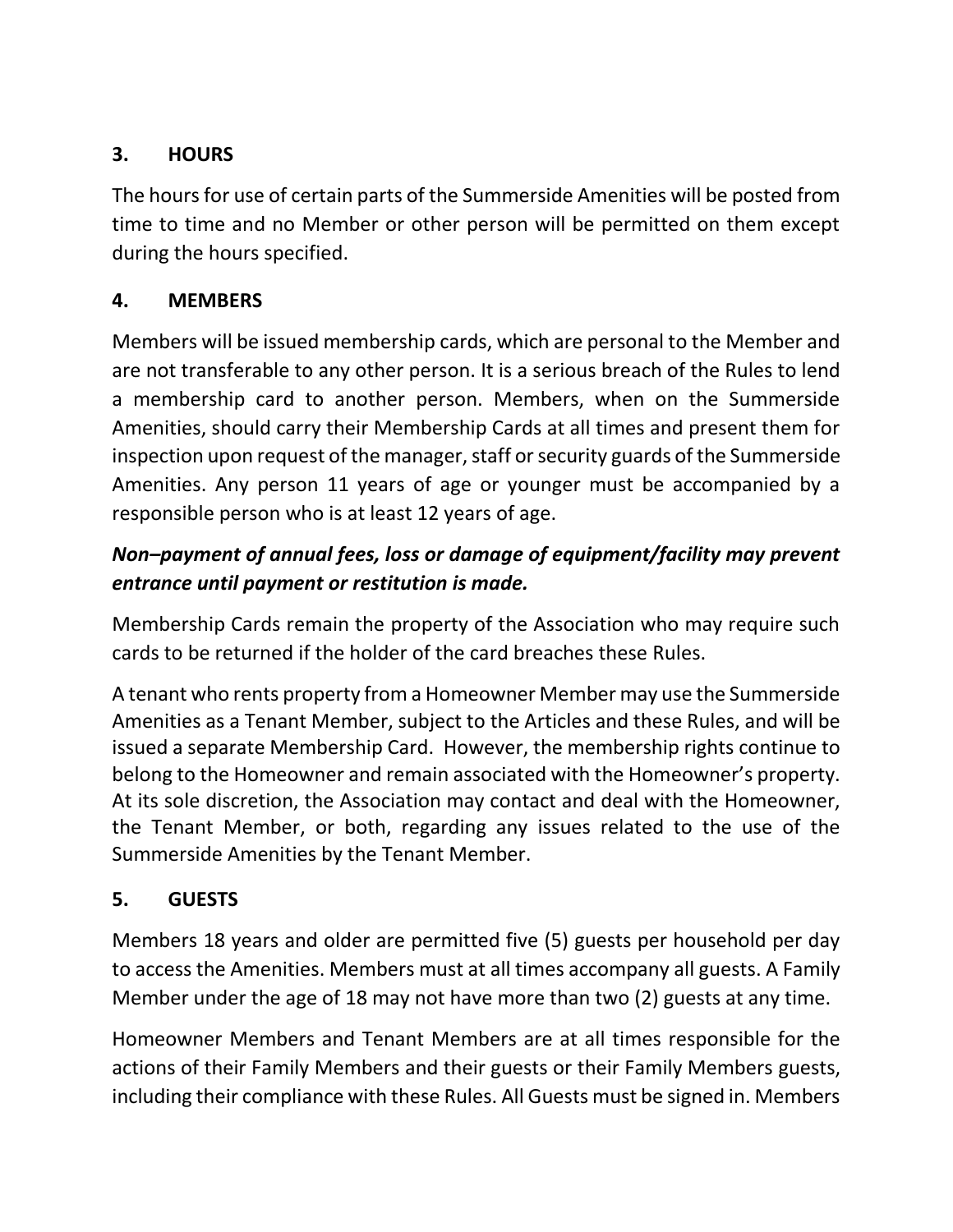## 3. HOURS

The hours for use of certain parts of the Summerside Amenities will be posted from time to time and no Member or other person will be permitted on them except during the hours specified.

## 4. MEMBERS

Members will be issued membership cards, which are personal to the Member and are not transferable to any other person. It is a serious breach of the Rules to lend a membership card to another person. Members, when on the Summerside Amenities, should carry their Membership Cards at all times and present them for inspection upon request of the manager, staff or security guards of the Summerside Amenities. Any person 11 years of age or younger must be accompanied by a responsible person who is at least 12 years of age.

***Non–payment of annual fees, loss or damage of equipment/facility may prevent entrance until payment or restitution is made.***

Membership Cards remain the property of the Association who may require such cards to be returned if the holder of the card breaches these Rules.

A tenant who rents property from a Homeowner Member may use the Summerside Amenities as a Tenant Member, subject to the Articles and these Rules, and will be issued a separate Membership Card. However, the membership rights continue to belong to the Homeowner and remain associated with the Homeowner's property. At its sole discretion, the Association may contact and deal with the Homeowner, the Tenant Member, or both, regarding any issues related to the use of the Summerside Amenities by the Tenant Member.

## 5. GUESTS

Members 18 years and older are permitted five (5) guests per household per day to access the Amenities. Members must at all times accompany all guests. A Family Member under the age of 18 may not have more than two (2) guests at any time.

Homeowner Members and Tenant Members are at all times responsible for the actions of their Family Members and their guests or their Family Members guests, including their compliance with these Rules. All Guests must be signed in. Members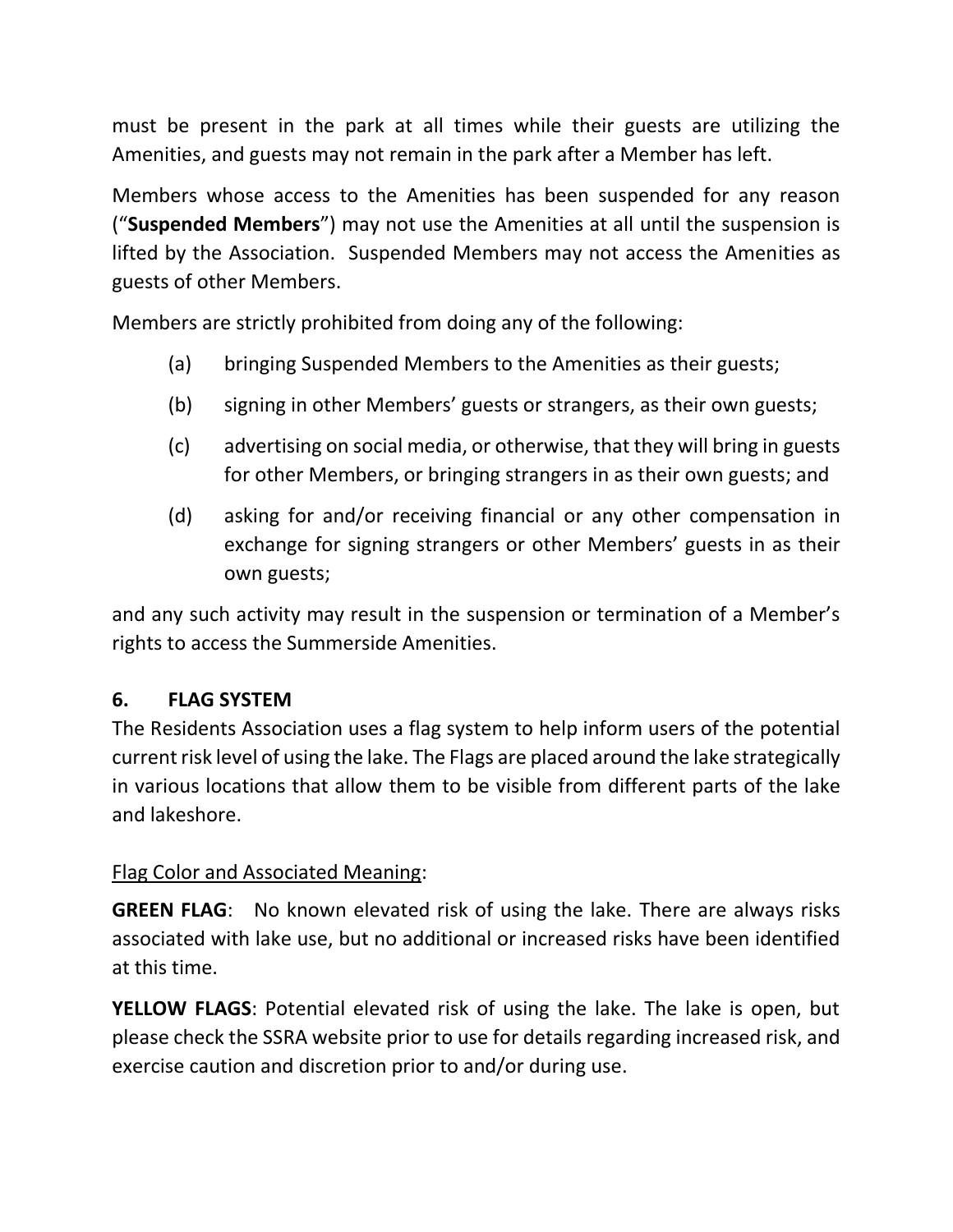must be present in the park at all times while their guests are utilizing the Amenities, and guests may not remain in the park after a Member has left.

Members whose access to the Amenities has been suspended for any reason ("**Suspended Members**") may not use the Amenities at all until the suspension is lifted by the Association. Suspended Members may not access the Amenities as guests of other Members.

Members are strictly prohibited from doing any of the following:

(a) bringing Suspended Members to the Amenities as their guests;

(b) signing in other Members' guests or strangers, as their own guests;

(c) advertising on social media, or otherwise, that they will bring in guests for other Members, or bringing strangers in as their own guests; and

(d) asking for and/or receiving financial or any other compensation in exchange for signing strangers or other Members' guests in as their own guests;

and any such activity may result in the suspension or termination of a Member's rights to access the Summerside Amenities.

## 6. FLAG SYSTEM

The Residents Association uses a flag system to help inform users of the potential current risk level of using the lake. The Flags are placed around the lake strategically in various locations that allow them to be visible from different parts of the lake and lakeshore.

<u>Flag Color and Associated Meaning</u>:

**GREEN FLAG**: No known elevated risk of using the lake. There are always risks associated with lake use, but no additional or increased risks have been identified at this time.

**YELLOW FLAGS**: Potential elevated risk of using the lake. The lake is open, but please check the SSRA website prior to use for details regarding increased risk, and exercise caution and discretion prior to and/or during use.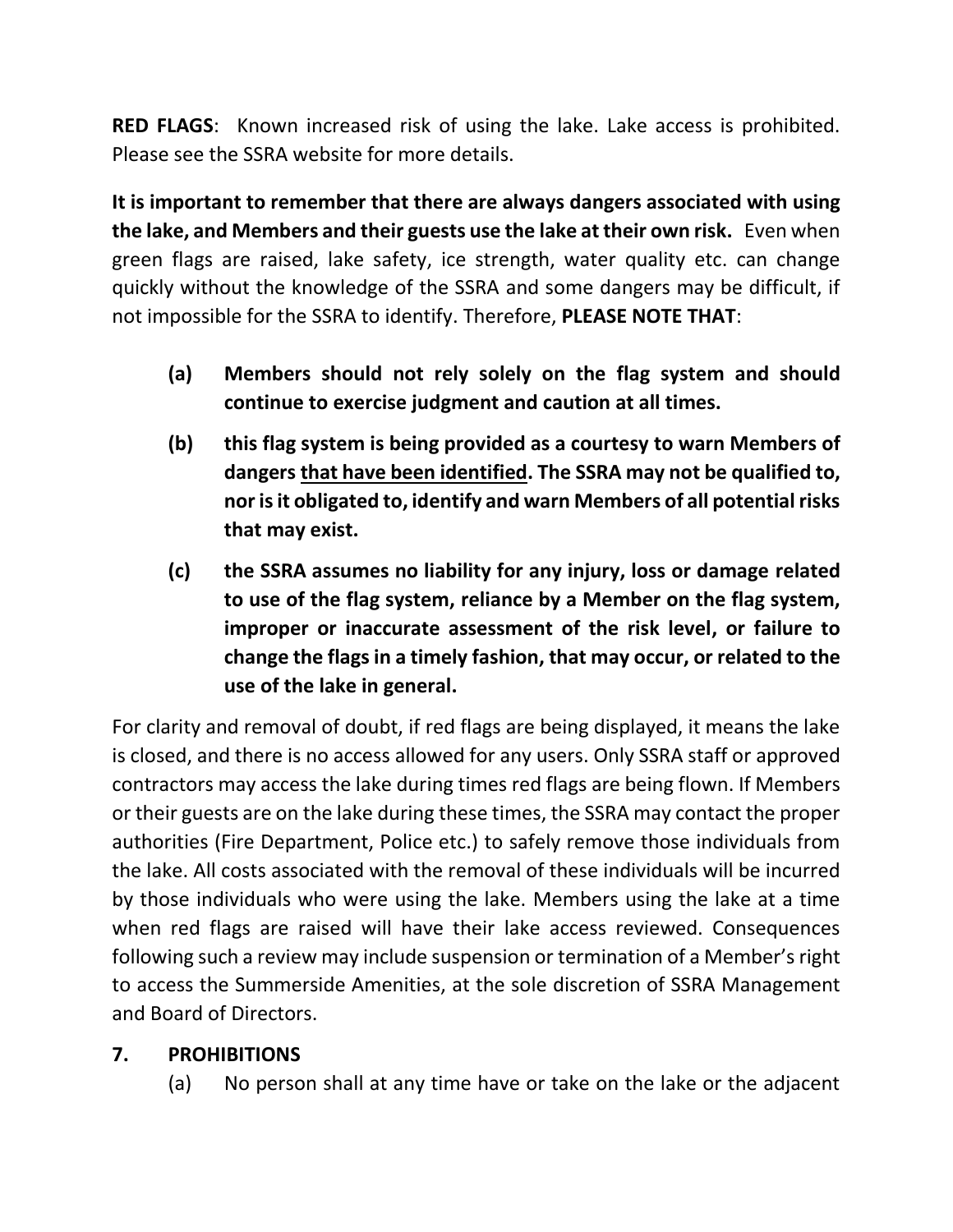**RED FLAGS**: Known increased risk of using the lake. Lake access is prohibited. Please see the SSRA website for more details.

**It is important to remember that there are always dangers associated with using the lake, and Members and their guests use the lake at their own risk.** Even when green flags are raised, lake safety, ice strength, water quality etc. can change quickly without the knowledge of the SSRA and some dangers may be difficult, if not impossible for the SSRA to identify. Therefore, **PLEASE NOTE THAT**:

**(a) Members should not rely solely on the flag system and should continue to exercise judgment and caution at all times.**

**(b) this flag system is being provided as a courtesy to warn Members of dangers <u>that have been identified</u>. The SSRA may not be qualified to, nor is it obligated to, identify and warn Members of all potential risks that may exist.**

**(c) the SSRA assumes no liability for any injury, loss or damage related to use of the flag system, reliance by a Member on the flag system, improper or inaccurate assessment of the risk level, or failure to change the flags in a timely fashion, that may occur, or related to the use of the lake in general.**

For clarity and removal of doubt, if red flags are being displayed, it means the lake is closed, and there is no access allowed for any users. Only SSRA staff or approved contractors may access the lake during times red flags are being flown. If Members or their guests are on the lake during these times, the SSRA may contact the proper authorities (Fire Department, Police etc.) to safely remove those individuals from the lake. All costs associated with the removal of these individuals will be incurred by those individuals who were using the lake. Members using the lake at a time when red flags are raised will have their lake access reviewed. Consequences following such a review may include suspension or termination of a Member's right to access the Summerside Amenities, at the sole discretion of SSRA Management and Board of Directors.

## 7. PROHIBITIONS

(a) No person shall at any time have or take on the lake or the adjacent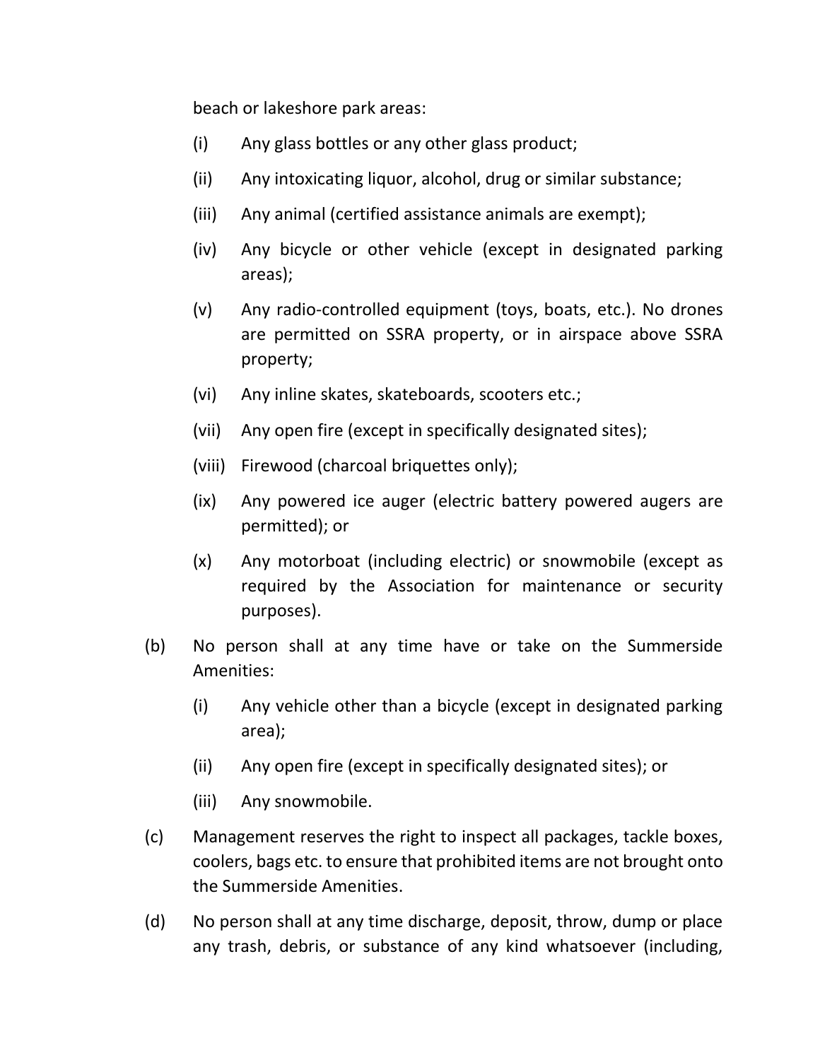beach or lakeshore park areas:

(i) Any glass bottles or any other glass product;

(ii) Any intoxicating liquor, alcohol, drug or similar substance;

(iii) Any animal (certified assistance animals are exempt);

(iv) Any bicycle or other vehicle (except in designated parking areas);

(v) Any radio-controlled equipment (toys, boats, etc.). No drones are permitted on SSRA property, or in airspace above SSRA property;

(vi) Any inline skates, skateboards, scooters etc.;

(vii) Any open fire (except in specifically designated sites);

(viii) Firewood (charcoal briquettes only);

(ix) Any powered ice auger (electric battery powered augers are permitted); or

(x) Any motorboat (including electric) or snowmobile (except as required by the Association for maintenance or security purposes).

(b) No person shall at any time have or take on the Summerside Amenities:

(i) Any vehicle other than a bicycle (except in designated parking area);

(ii) Any open fire (except in specifically designated sites); or

(iii) Any snowmobile.

(c) Management reserves the right to inspect all packages, tackle boxes, coolers, bags etc. to ensure that prohibited items are not brought onto the Summerside Amenities.

(d) No person shall at any time discharge, deposit, throw, dump or place any trash, debris, or substance of any kind whatsoever (including,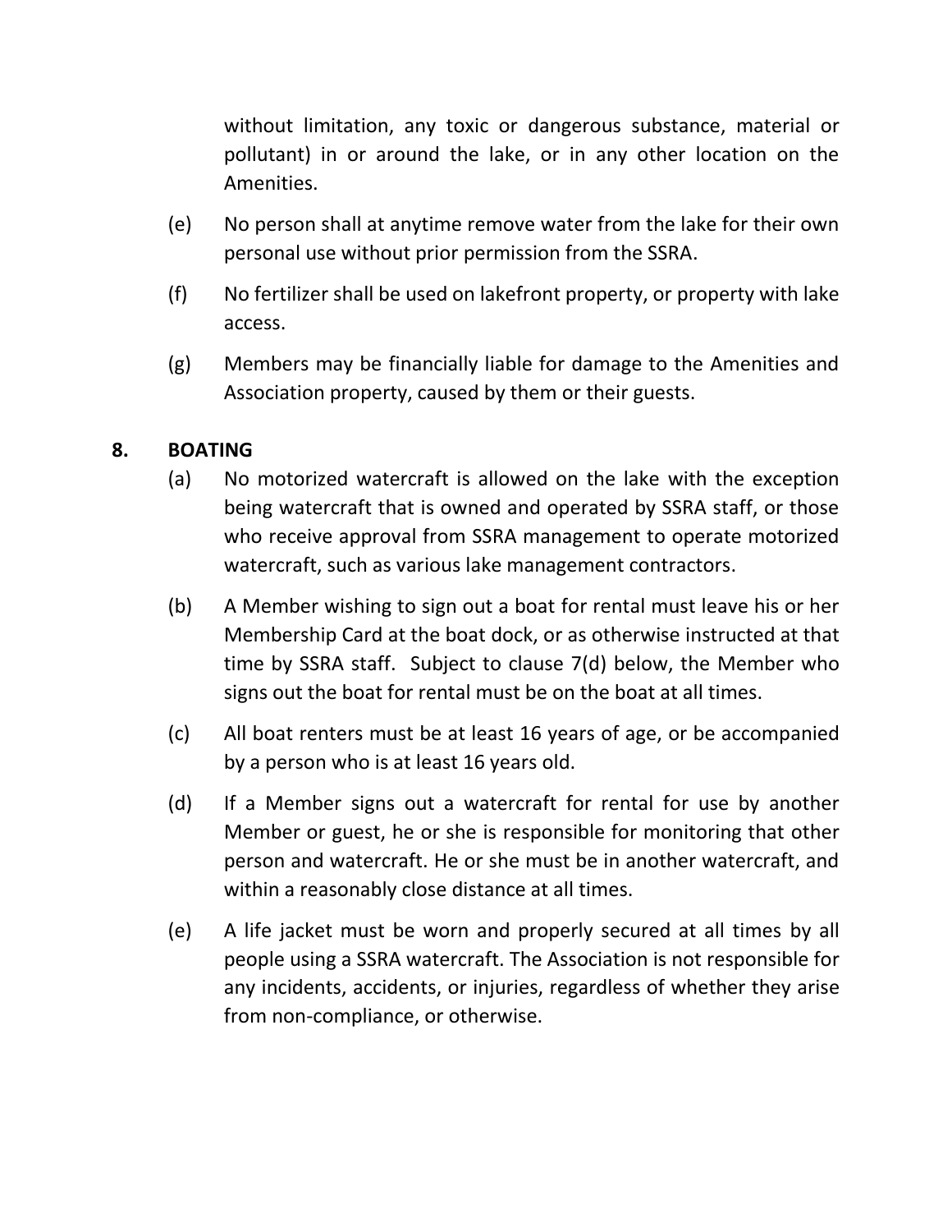without limitation, any toxic or dangerous substance, material or pollutant) in or around the lake, or in any other location on the Amenities.

(e) No person shall at anytime remove water from the lake for their own personal use without prior permission from the SSRA.

(f) No fertilizer shall be used on lakefront property, or property with lake access.

(g) Members may be financially liable for damage to the Amenities and Association property, caused by them or their guests.

## 8. BOATING

(a) No motorized watercraft is allowed on the lake with the exception being watercraft that is owned and operated by SSRA staff, or those who receive approval from SSRA management to operate motorized watercraft, such as various lake management contractors.

(b) A Member wishing to sign out a boat for rental must leave his or her Membership Card at the boat dock, or as otherwise instructed at that time by SSRA staff. Subject to clause 7(d) below, the Member who signs out the boat for rental must be on the boat at all times.

(c) All boat renters must be at least 16 years of age, or be accompanied by a person who is at least 16 years old.

(d) If a Member signs out a watercraft for rental for use by another Member or guest, he or she is responsible for monitoring that other person and watercraft. He or she must be in another watercraft, and within a reasonably close distance at all times.

(e) A life jacket must be worn and properly secured at all times by all people using a SSRA watercraft. The Association is not responsible for any incidents, accidents, or injuries, regardless of whether they arise from non-compliance, or otherwise.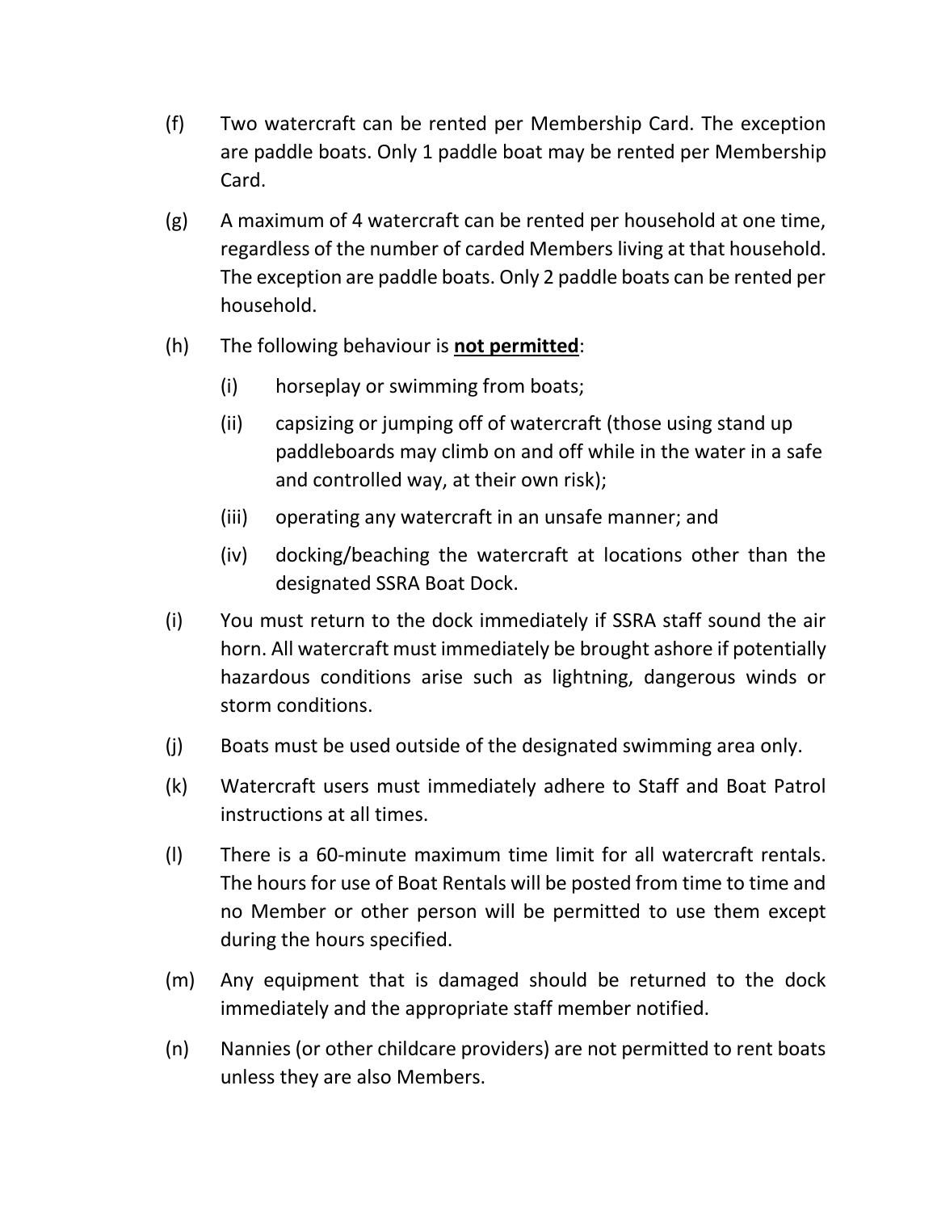(f) Two watercraft can be rented per Membership Card. The exception are paddle boats. Only 1 paddle boat may be rented per Membership Card.

(g) A maximum of 4 watercraft can be rented per household at one time, regardless of the number of carded Members living at that household. The exception are paddle boats. Only 2 paddle boats can be rented per household.

(h) The following behaviour is **not permitted**:

  (i) horseplay or swimming from boats;

  (ii) capsizing or jumping off of watercraft (those using stand up paddleboards may climb on and off while in the water in a safe and controlled way, at their own risk);

  (iii) operating any watercraft in an unsafe manner; and

  (iv) docking/beaching the watercraft at locations other than the designated SSRA Boat Dock.

(i) You must return to the dock immediately if SSRA staff sound the air horn. All watercraft must immediately be brought ashore if potentially hazardous conditions arise such as lightning, dangerous winds or storm conditions.

(j) Boats must be used outside of the designated swimming area only.

(k) Watercraft users must immediately adhere to Staff and Boat Patrol instructions at all times.

(l) There is a 60-minute maximum time limit for all watercraft rentals. The hours for use of Boat Rentals will be posted from time to time and no Member or other person will be permitted to use them except during the hours specified.

(m) Any equipment that is damaged should be returned to the dock immediately and the appropriate staff member notified.

(n) Nannies (or other childcare providers) are not permitted to rent boats unless they are also Members.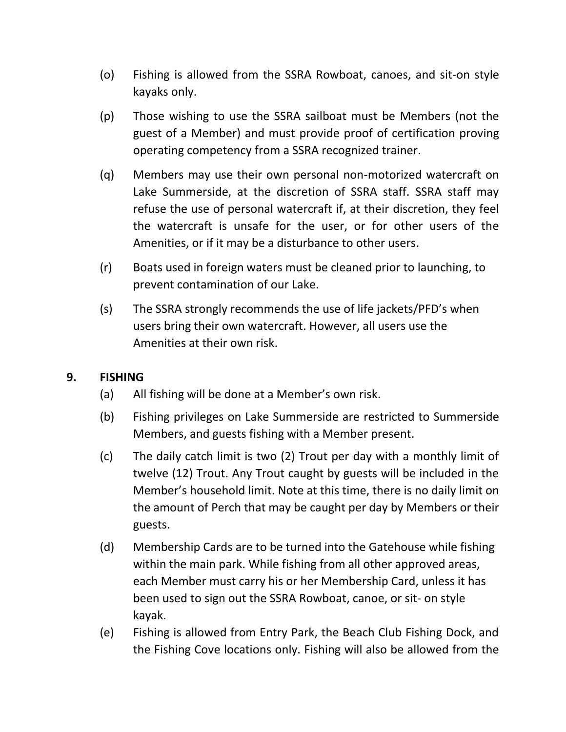(o) Fishing is allowed from the SSRA Rowboat, canoes, and sit-on style kayaks only.

(p) Those wishing to use the SSRA sailboat must be Members (not the guest of a Member) and must provide proof of certification proving operating competency from a SSRA recognized trainer.

(q) Members may use their own personal non-motorized watercraft on Lake Summerside, at the discretion of SSRA staff. SSRA staff may refuse the use of personal watercraft if, at their discretion, they feel the watercraft is unsafe for the user, or for other users of the Amenities, or if it may be a disturbance to other users.

(r) Boats used in foreign waters must be cleaned prior to launching, to prevent contamination of our Lake.

(s) The SSRA strongly recommends the use of life jackets/PFD's when users bring their own watercraft. However, all users use the Amenities at their own risk.

## 9. FISHING

(a) All fishing will be done at a Member's own risk.

(b) Fishing privileges on Lake Summerside are restricted to Summerside Members, and guests fishing with a Member present.

(c) The daily catch limit is two (2) Trout per day with a monthly limit of twelve (12) Trout. Any Trout caught by guests will be included in the Member's household limit. Note at this time, there is no daily limit on the amount of Perch that may be caught per day by Members or their guests.

(d) Membership Cards are to be turned into the Gatehouse while fishing within the main park. While fishing from all other approved areas, each Member must carry his or her Membership Card, unless it has been used to sign out the SSRA Rowboat, canoe, or sit- on style kayak.

(e) Fishing is allowed from Entry Park, the Beach Club Fishing Dock, and the Fishing Cove locations only. Fishing will also be allowed from the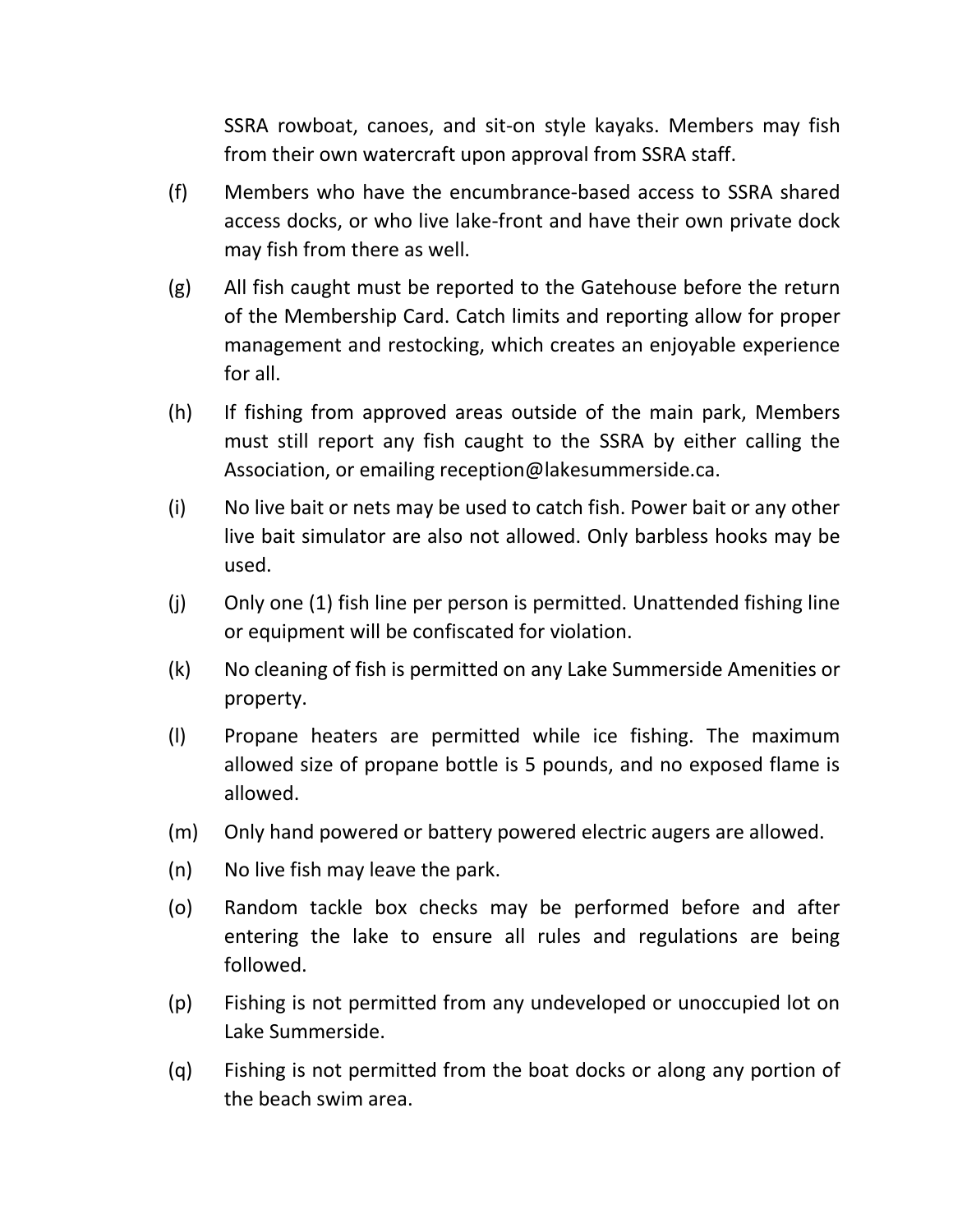SSRA rowboat, canoes, and sit-on style kayaks. Members may fish from their own watercraft upon approval from SSRA staff.

(f) Members who have the encumbrance-based access to SSRA shared access docks, or who live lake-front and have their own private dock may fish from there as well.

(g) All fish caught must be reported to the Gatehouse before the return of the Membership Card. Catch limits and reporting allow for proper management and restocking, which creates an enjoyable experience for all.

(h) If fishing from approved areas outside of the main park, Members must still report any fish caught to the SSRA by either calling the Association, or emailing reception@lakesummerside.ca.

(i) No live bait or nets may be used to catch fish. Power bait or any other live bait simulator are also not allowed. Only barbless hooks may be used.

(j) Only one (1) fish line per person is permitted. Unattended fishing line or equipment will be confiscated for violation.

(k) No cleaning of fish is permitted on any Lake Summerside Amenities or property.

(l) Propane heaters are permitted while ice fishing. The maximum allowed size of propane bottle is 5 pounds, and no exposed flame is allowed.

(m) Only hand powered or battery powered electric augers are allowed.

(n) No live fish may leave the park.

(o) Random tackle box checks may be performed before and after entering the lake to ensure all rules and regulations are being followed.

(p) Fishing is not permitted from any undeveloped or unoccupied lot on Lake Summerside.

(q) Fishing is not permitted from the boat docks or along any portion of the beach swim area.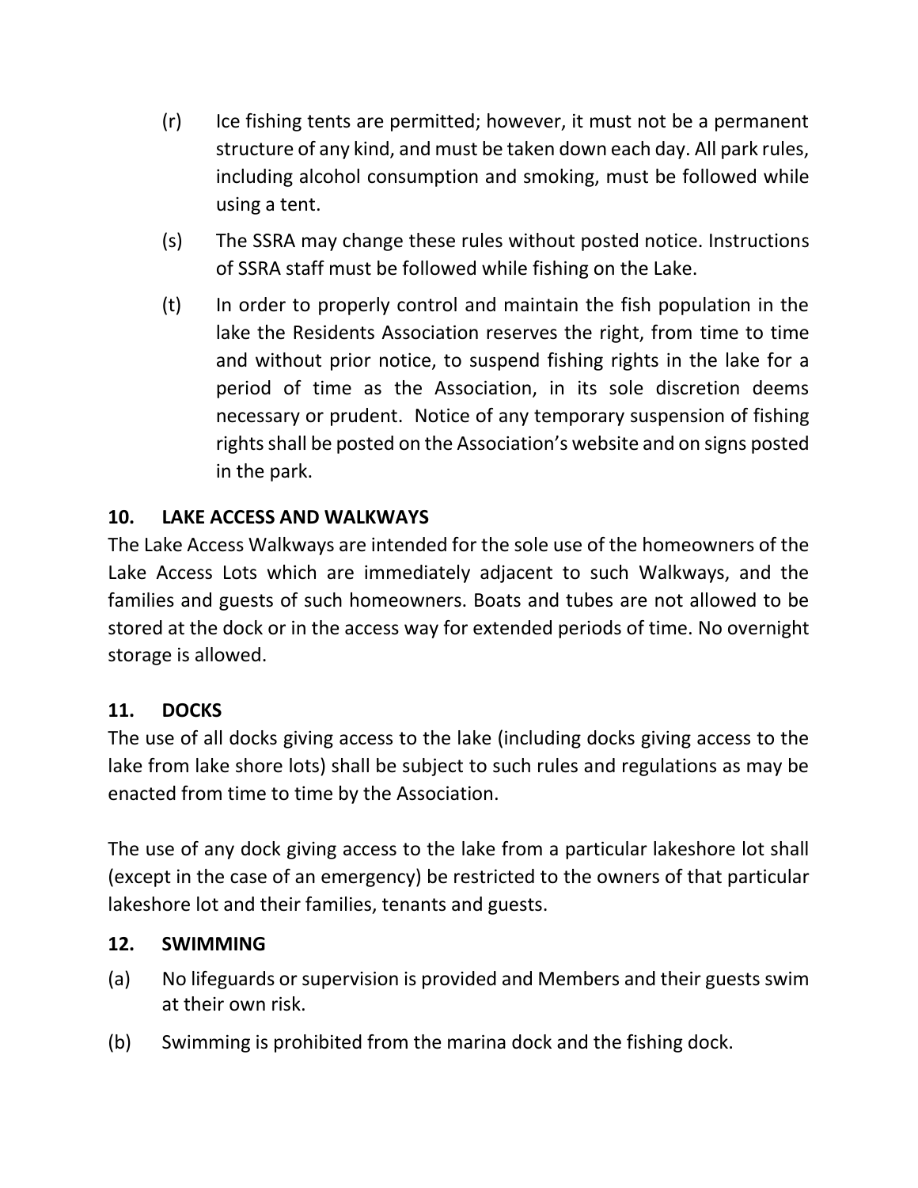(r) Ice fishing tents are permitted; however, it must not be a permanent structure of any kind, and must be taken down each day. All park rules, including alcohol consumption and smoking, must be followed while using a tent.

(s) The SSRA may change these rules without posted notice. Instructions of SSRA staff must be followed while fishing on the Lake.

(t) In order to properly control and maintain the fish population in the lake the Residents Association reserves the right, from time to time and without prior notice, to suspend fishing rights in the lake for a period of time as the Association, in its sole discretion deems necessary or prudent. Notice of any temporary suspension of fishing rights shall be posted on the Association's website and on signs posted in the park.

## 10. LAKE ACCESS AND WALKWAYS

The Lake Access Walkways are intended for the sole use of the homeowners of the Lake Access Lots which are immediately adjacent to such Walkways, and the families and guests of such homeowners. Boats and tubes are not allowed to be stored at the dock or in the access way for extended periods of time. No overnight storage is allowed.

## 11. DOCKS

The use of all docks giving access to the lake (including docks giving access to the lake from lake shore lots) shall be subject to such rules and regulations as may be enacted from time to time by the Association.

The use of any dock giving access to the lake from a particular lakeshore lot shall (except in the case of an emergency) be restricted to the owners of that particular lakeshore lot and their families, tenants and guests.

## 12. SWIMMING

(a) No lifeguards or supervision is provided and Members and their guests swim at their own risk.

(b) Swimming is prohibited from the marina dock and the fishing dock.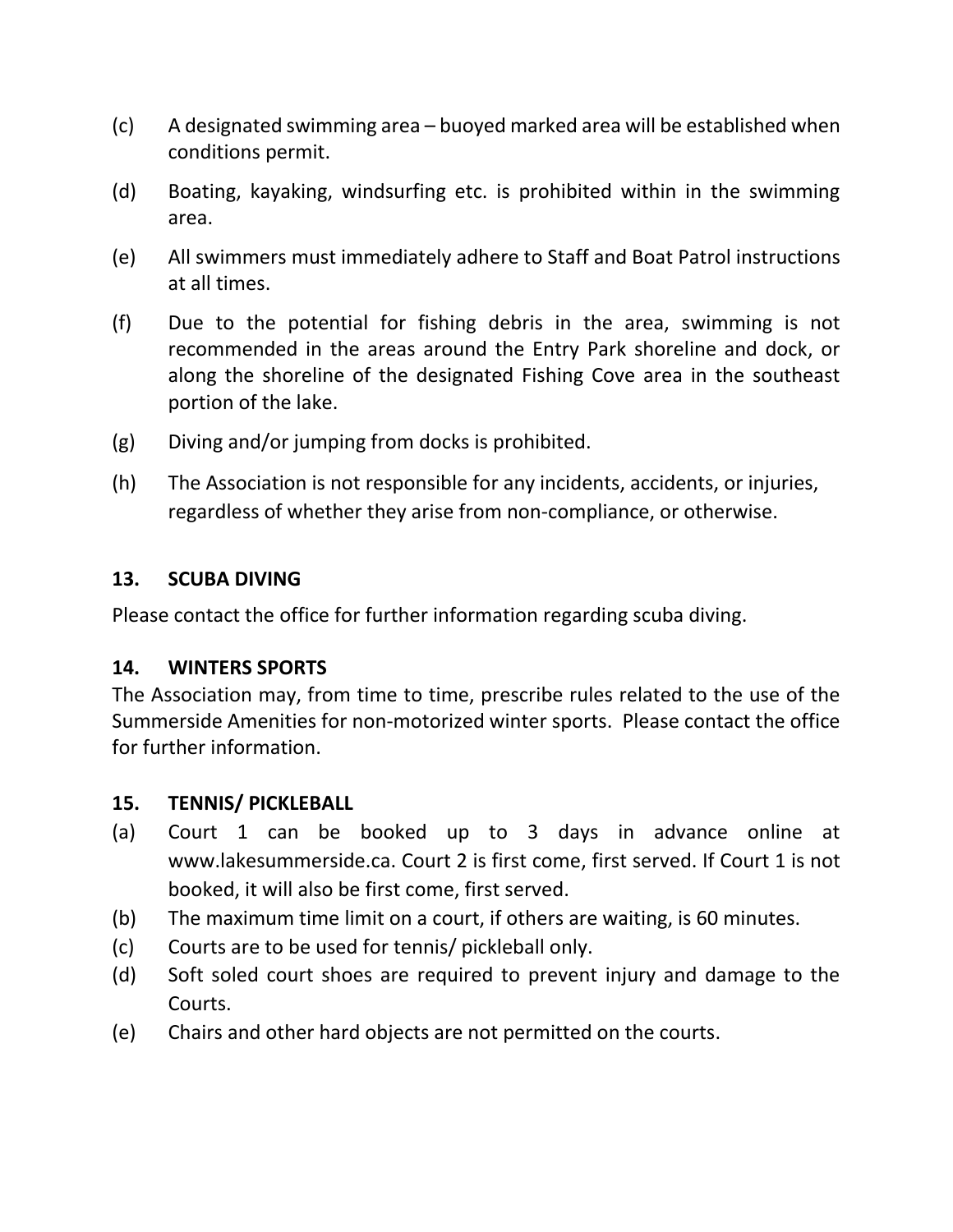(c) A designated swimming area – buoyed marked area will be established when conditions permit.

(d) Boating, kayaking, windsurfing etc. is prohibited within in the swimming area.

(e) All swimmers must immediately adhere to Staff and Boat Patrol instructions at all times.

(f) Due to the potential for fishing debris in the area, swimming is not recommended in the areas around the Entry Park shoreline and dock, or along the shoreline of the designated Fishing Cove area in the southeast portion of the lake.

(g) Diving and/or jumping from docks is prohibited.

(h) The Association is not responsible for any incidents, accidents, or injuries, regardless of whether they arise from non-compliance, or otherwise.

**13. SCUBA DIVING**

Please contact the office for further information regarding scuba diving.

**14. WINTERS SPORTS**

The Association may, from time to time, prescribe rules related to the use of the Summerside Amenities for non-motorized winter sports. Please contact the office for further information.

**15. TENNIS/ PICKLEBALL**

(a) Court 1 can be booked up to 3 days in advance online at www.lakesummerside.ca. Court 2 is first come, first served. If Court 1 is not booked, it will also be first come, first served.

(b) The maximum time limit on a court, if others are waiting, is 60 minutes.

(c) Courts are to be used for tennis/ pickleball only.

(d) Soft soled court shoes are required to prevent injury and damage to the Courts.

(e) Chairs and other hard objects are not permitted on the courts.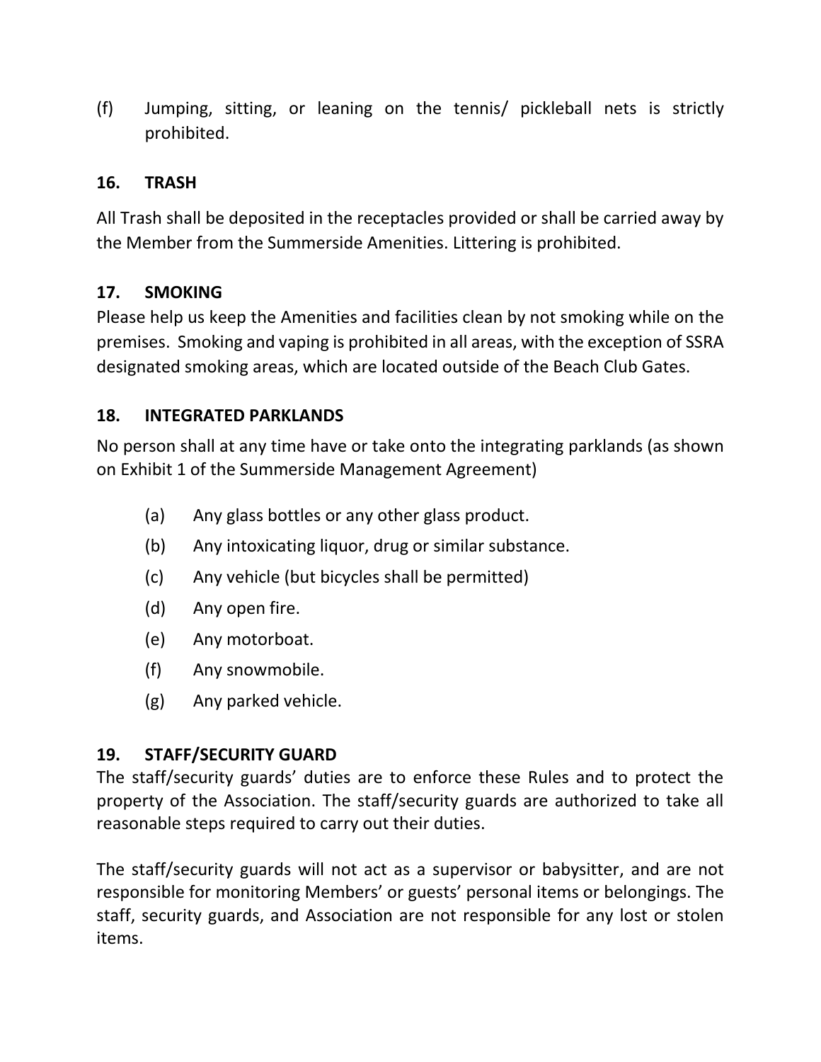(f) Jumping, sitting, or leaning on the tennis/ pickleball nets is strictly prohibited.

## 16. TRASH

All Trash shall be deposited in the receptacles provided or shall be carried away by the Member from the Summerside Amenities. Littering is prohibited.

## 17. SMOKING

Please help us keep the Amenities and facilities clean by not smoking while on the premises. Smoking and vaping is prohibited in all areas, with the exception of SSRA designated smoking areas, which are located outside of the Beach Club Gates.

## 18. INTEGRATED PARKLANDS

No person shall at any time have or take onto the integrating parklands (as shown on Exhibit 1 of the Summerside Management Agreement)

- (a) Any glass bottles or any other glass product.
- (b) Any intoxicating liquor, drug or similar substance.
- (c) Any vehicle (but bicycles shall be permitted)
- (d) Any open fire.
- (e) Any motorboat.
- (f) Any snowmobile.
- (g) Any parked vehicle.

## 19. STAFF/SECURITY GUARD

The staff/security guards' duties are to enforce these Rules and to protect the property of the Association. The staff/security guards are authorized to take all reasonable steps required to carry out their duties.

The staff/security guards will not act as a supervisor or babysitter, and are not responsible for monitoring Members' or guests' personal items or belongings. The staff, security guards, and Association are not responsible for any lost or stolen items.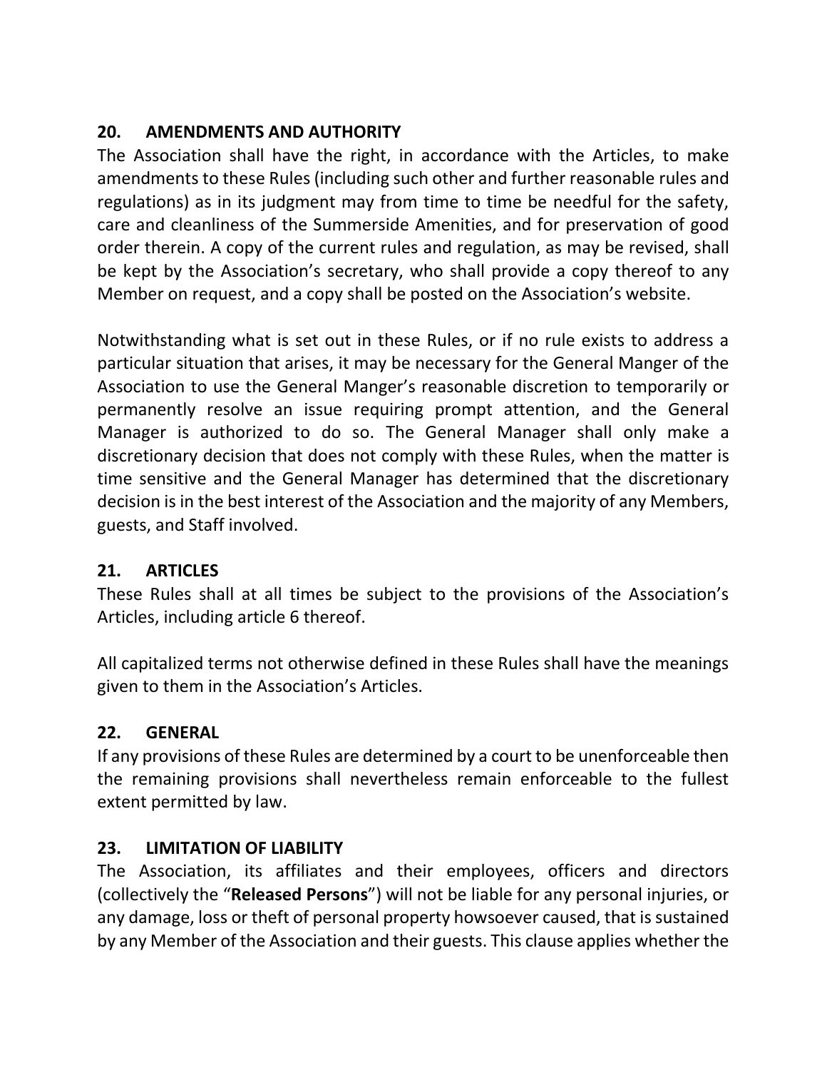## 20. AMENDMENTS AND AUTHORITY

The Association shall have the right, in accordance with the Articles, to make amendments to these Rules (including such other and further reasonable rules and regulations) as in its judgment may from time to time be needful for the safety, care and cleanliness of the Summerside Amenities, and for preservation of good order therein. A copy of the current rules and regulation, as may be revised, shall be kept by the Association's secretary, who shall provide a copy thereof to any Member on request, and a copy shall be posted on the Association's website.

Notwithstanding what is set out in these Rules, or if no rule exists to address a particular situation that arises, it may be necessary for the General Manger of the Association to use the General Manger's reasonable discretion to temporarily or permanently resolve an issue requiring prompt attention, and the General Manager is authorized to do so. The General Manager shall only make a discretionary decision that does not comply with these Rules, when the matter is time sensitive and the General Manager has determined that the discretionary decision is in the best interest of the Association and the majority of any Members, guests, and Staff involved.

## 21. ARTICLES

These Rules shall at all times be subject to the provisions of the Association's Articles, including article 6 thereof.

All capitalized terms not otherwise defined in these Rules shall have the meanings given to them in the Association's Articles.

## 22. GENERAL

If any provisions of these Rules are determined by a court to be unenforceable then the remaining provisions shall nevertheless remain enforceable to the fullest extent permitted by law.

## 23. LIMITATION OF LIABILITY

The Association, its affiliates and their employees, officers and directors (collectively the "**Released Persons**") will not be liable for any personal injuries, or any damage, loss or theft of personal property howsoever caused, that is sustained by any Member of the Association and their guests. This clause applies whether the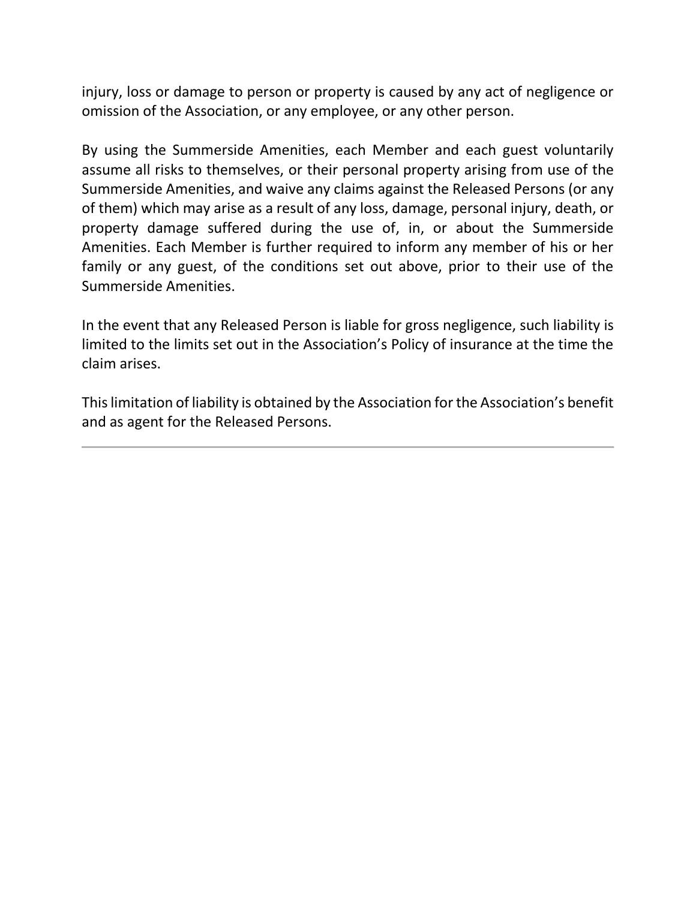injury, loss or damage to person or property is caused by any act of negligence or omission of the Association, or any employee, or any other person.

By using the Summerside Amenities, each Member and each guest voluntarily assume all risks to themselves, or their personal property arising from use of the Summerside Amenities, and waive any claims against the Released Persons (or any of them) which may arise as a result of any loss, damage, personal injury, death, or property damage suffered during the use of, in, or about the Summerside Amenities. Each Member is further required to inform any member of his or her family or any guest, of the conditions set out above, prior to their use of the Summerside Amenities.

In the event that any Released Person is liable for gross negligence, such liability is limited to the limits set out in the Association's Policy of insurance at the time the claim arises.

This limitation of liability is obtained by the Association for the Association's benefit and as agent for the Released Persons.

---